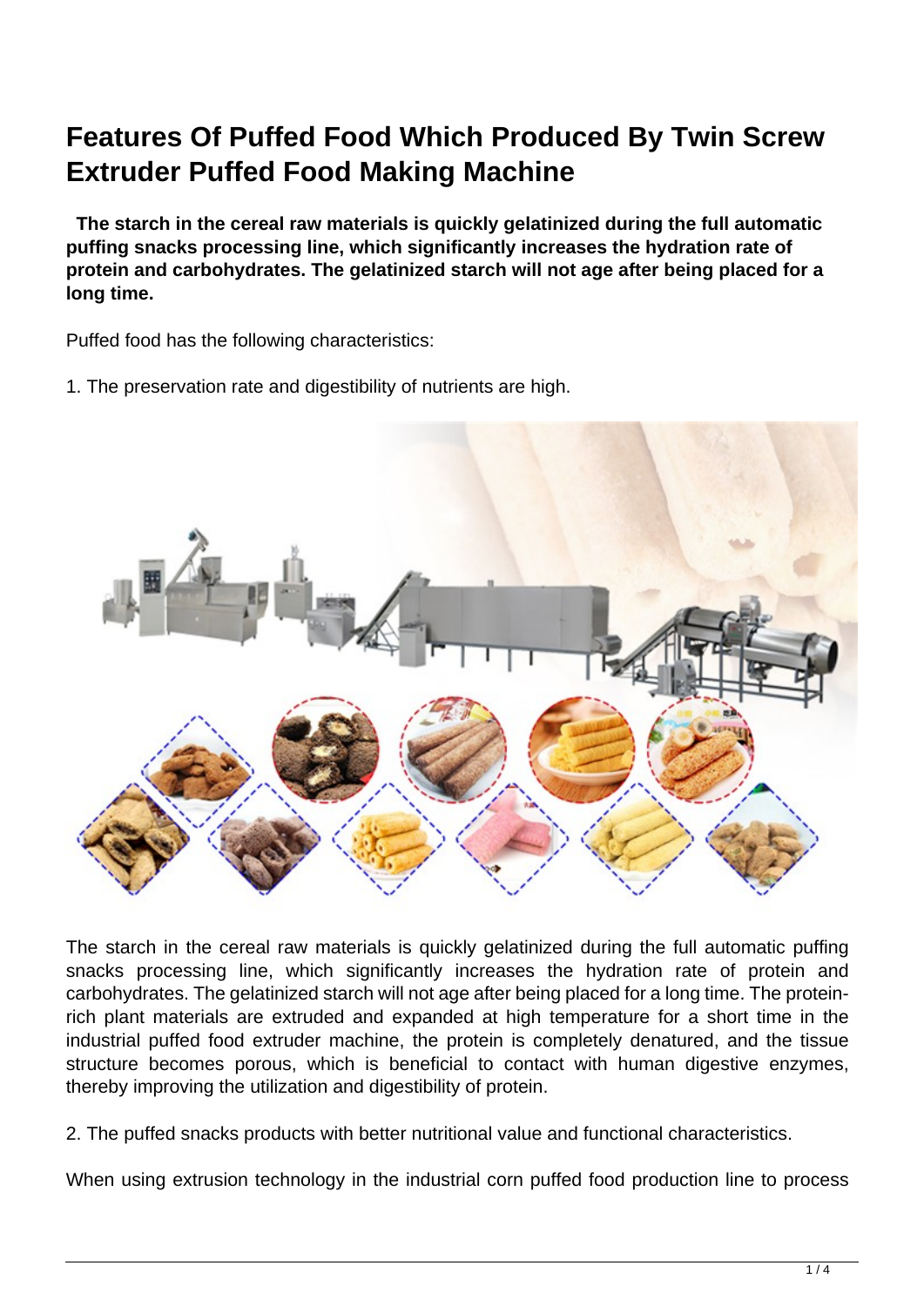# Features Of Puffed Food Which Produced By Twin Screw Extruder Puffed Food Making Machine

**The starch in the cereal raw materials is quickly gelatinized during the full automatic puffing snacks processing line, which significantly increases the hydration rate of protein and carbohydrates. The gelatinized starch will not age after being placed for a long time.**

Puffed food has the following characteristics:

1. The preservation rate and digestibility of nutrients are high.

The starch in the cereal raw materials is quickly gelatinized during the full automatic puffing snacks processing line, which significantly increases the hydration rate of protein and carbohydrates. The gelatinized starch will not age after being placed for a long time. The protein-rich plant materials are extruded and expanded at high temperature for a short time in the industrial puffed food extruder machine, the protein is completely denatured, and the tissue structure becomes porous, which is beneficial to contact with human digestive enzymes, thereby improving the utilization and digestibility of protein.

2. The puffed snacks products with better nutritional value and functional characteristics.

When using extrusion technology in the industrial corn puffed food production line to process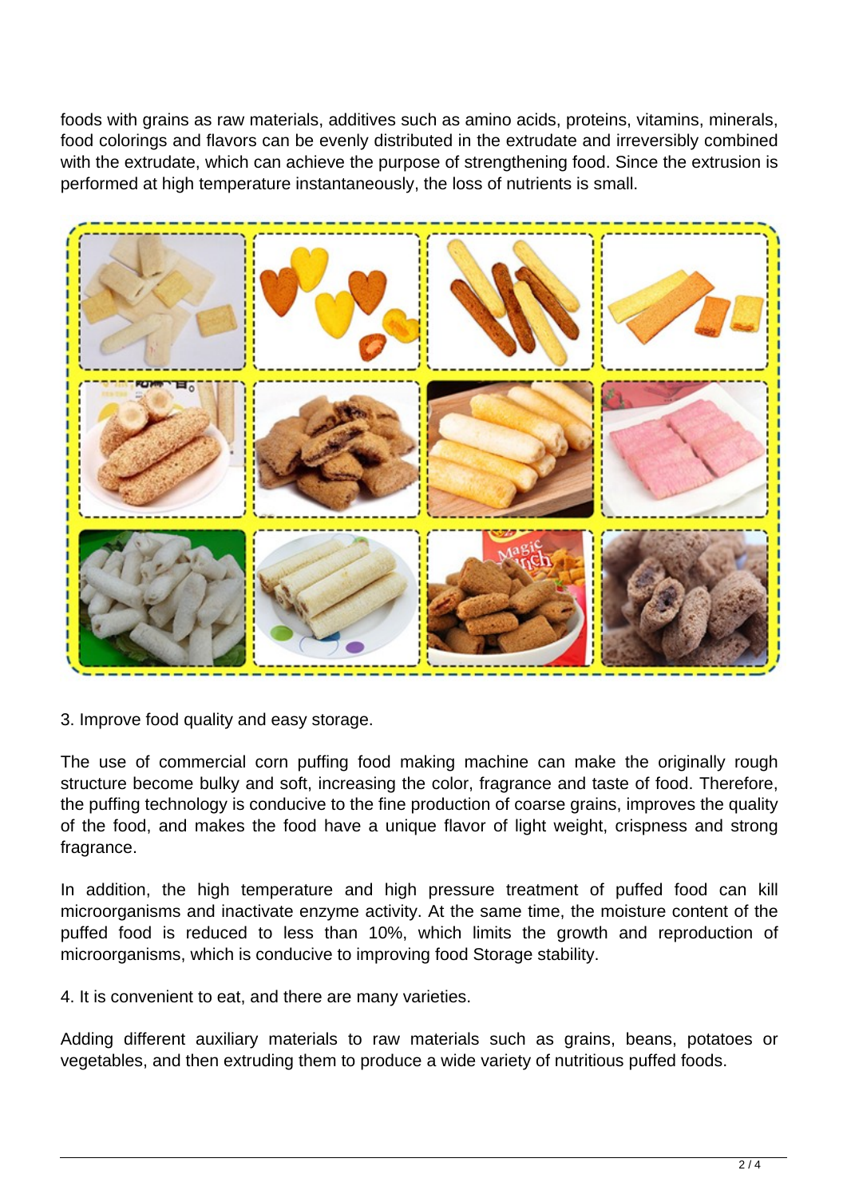foods with grains as raw materials, additives such as amino acids, proteins, vitamins, minerals, food colorings and flavors can be evenly distributed in the extrudate and irreversibly combined with the extrudate, which can achieve the purpose of strengthening food. Since the extrusion is performed at high temperature instantaneously, the loss of nutrients is small.

3. Improve food quality and easy storage.

The use of commercial corn puffing food making machine can make the originally rough structure become bulky and soft, increasing the color, fragrance and taste of food. Therefore, the puffing technology is conducive to the fine production of coarse grains, improves the quality of the food, and makes the food have a unique flavor of light weight, crispness and strong fragrance.

In addition, the high temperature and high pressure treatment of puffed food can kill microorganisms and inactivate enzyme activity. At the same time, the moisture content of the puffed food is reduced to less than 10%, which limits the growth and reproduction of microorganisms, which is conducive to improving food Storage stability.

4. It is convenient to eat, and there are many varieties.

Adding different auxiliary materials to raw materials such as grains, beans, potatoes or vegetables, and then extruding them to produce a wide variety of nutritious puffed foods.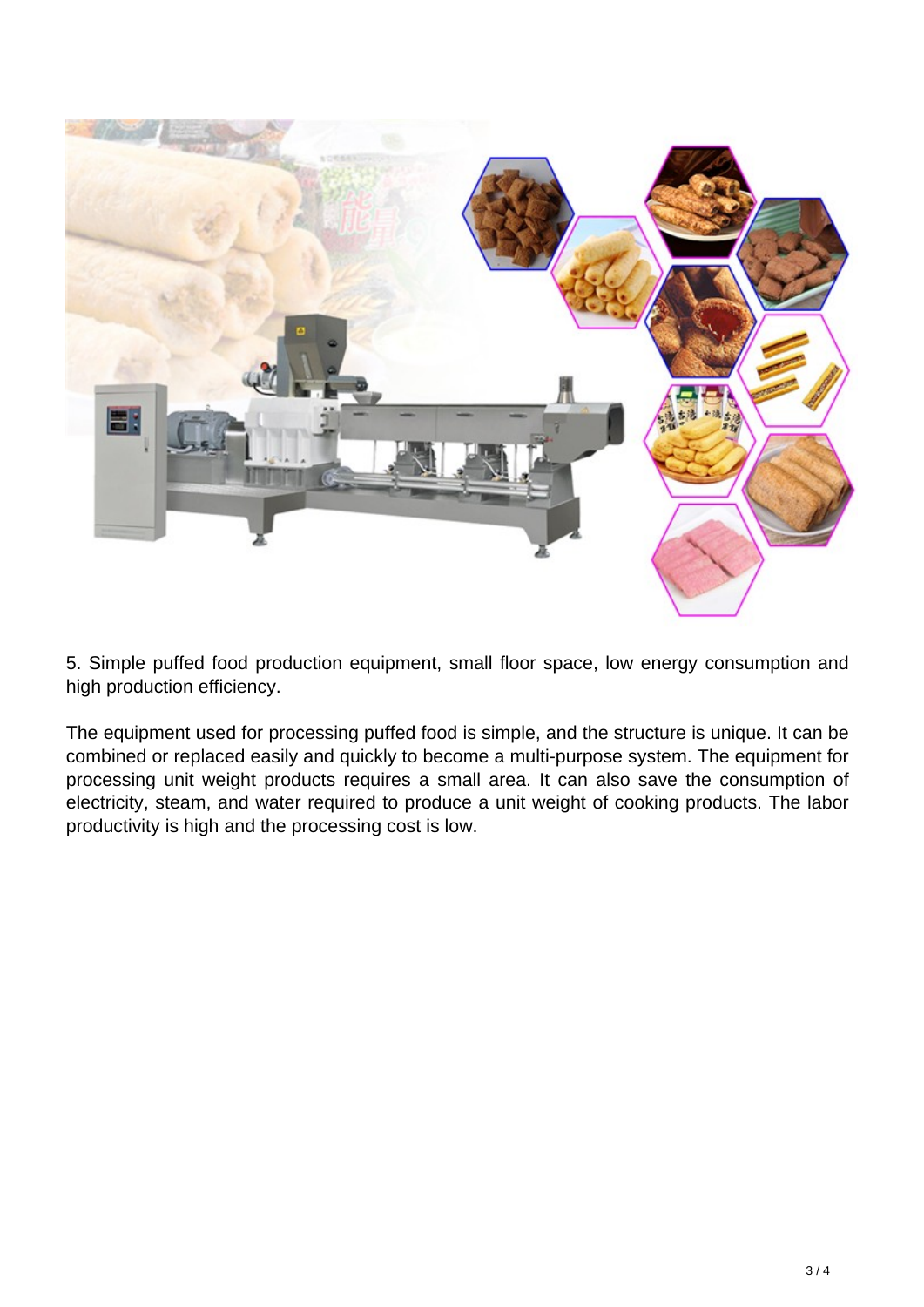5. Simple puffed food production equipment, small floor space, low energy consumption and high production efficiency.

The equipment used for processing puffed food is simple, and the structure is unique. It can be combined or replaced easily and quickly to become a multi-purpose system. The equipment for processing unit weight products requires a small area. It can also save the consumption of electricity, steam, and water required to produce a unit weight of cooking products. The labor productivity is high and the processing cost is low.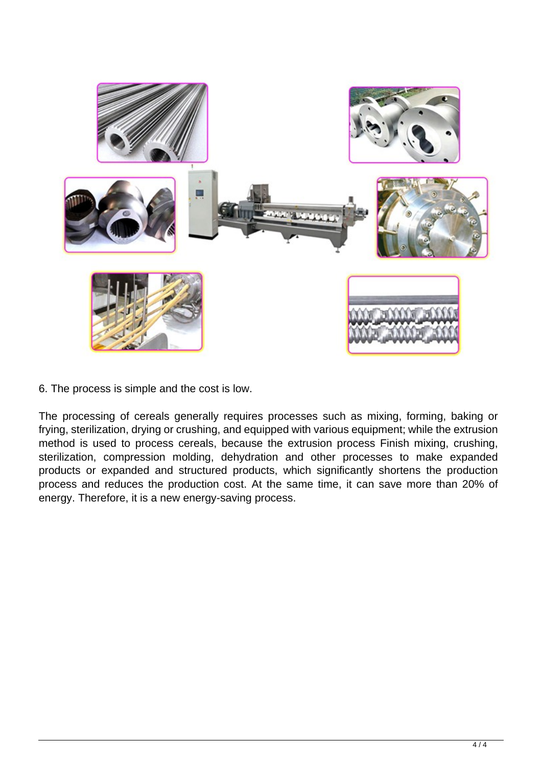6. The process is simple and the cost is low.

The processing of cereals generally requires processes such as mixing, forming, baking or frying, sterilization, drying or crushing, and equipped with various equipment; while the extrusion method is used to process cereals, because the extrusion process Finish mixing, crushing, sterilization, compression molding, dehydration and other processes to make expanded products or expanded and structured products, which significantly shortens the production process and reduces the production cost. At the same time, it can save more than 20% of energy. Therefore, it is a new energy-saving process.